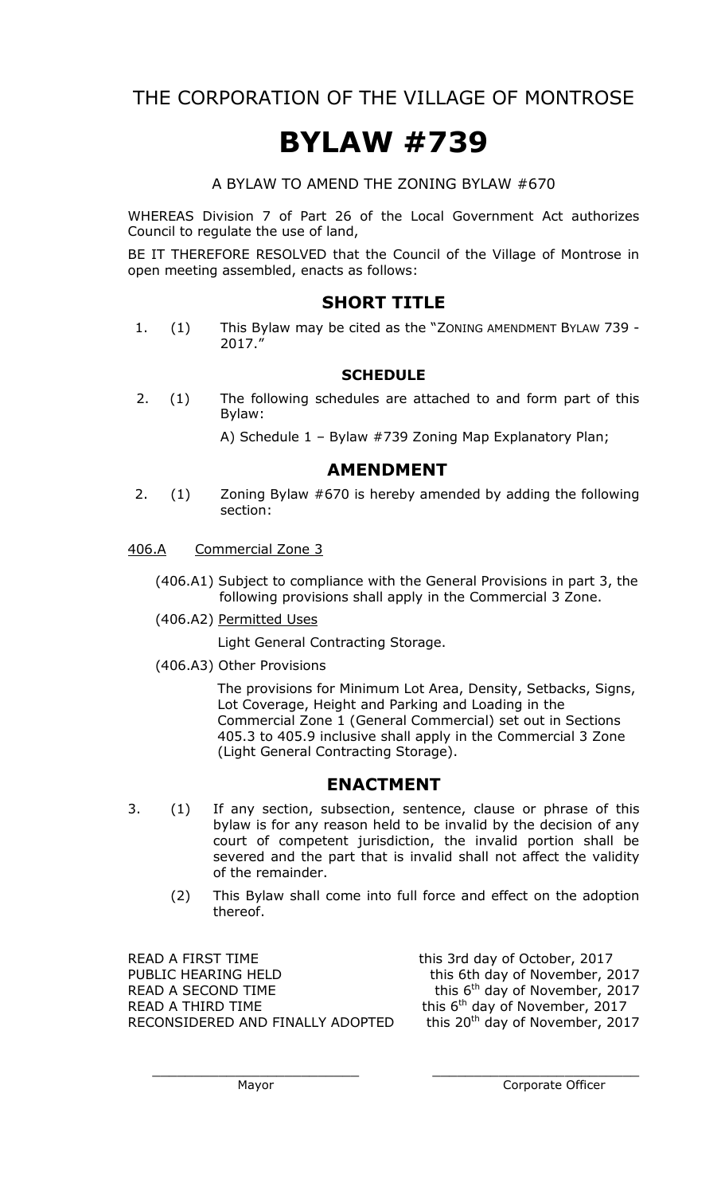THE CORPORATION OF THE VILLAGE OF MONTROSE

# BYLAW #739

A BYLAW TO AMEND THE ZONING BYLAW #670

WHEREAS Division 7 of Part 26 of the Local Government Act authorizes Council to regulate the use of land,

BE IT THEREFORE RESOLVED that the Council of the Village of Montrose in open meeting assembled, enacts as follows:

## SHORT TITLE

1. (1) This Bylaw may be cited as the "ZONING AMENDMENT BYLAW 739 - 2017."

### SCHEDULE

2. (1) The following schedules are attached to and form part of this Bylaw:

   A) Schedule 1 – Bylaw #739 Zoning Map Explanatory Plan;

## AMENDMENT

2. (1) Zoning Bylaw #670 is hereby amended by adding the following section:

<u>406.A</u> <u>Commercial Zone 3</u>

(406.A1) Subject to compliance with the General Provisions in part 3, the following provisions shall apply in the Commercial 3 Zone.

(406.A2) <u>Permitted Uses</u>

Light General Contracting Storage.

(406.A3) Other Provisions

The provisions for Minimum Lot Area, Density, Setbacks, Signs, Lot Coverage, Height and Parking and Loading in the Commercial Zone 1 (General Commercial) set out in Sections 405.3 to 405.9 inclusive shall apply in the Commercial 3 Zone (Light General Contracting Storage).

## ENACTMENT

3. (1) If any section, subsection, sentence, clause or phrase of this bylaw is for any reason held to be invalid by the decision of any court of competent jurisdiction, the invalid portion shall be severed and the part that is invalid shall not affect the validity of the remainder.

   (2) This Bylaw shall come into full force and effect on the adoption thereof.

READ A FIRST TIME this 3rd day of October, 2017
PUBLIC HEARING HELD this 6th day of November, 2017
READ A SECOND TIME this 6th day of November, 2017
READ A THIRD TIME this 6th day of November, 2017
RECONSIDERED AND FINALLY ADOPTED this 20th day of November, 2017

\_\_\_\_\_\_\_\_\_\_\_\_\_\_\_\_\_\_\_\_\_\_\_\_\_\_ \_\_\_\_\_\_\_\_\_\_\_\_\_\_\_\_\_\_\_\_\_\_\_\_\_\_
Mayor Corporate Officer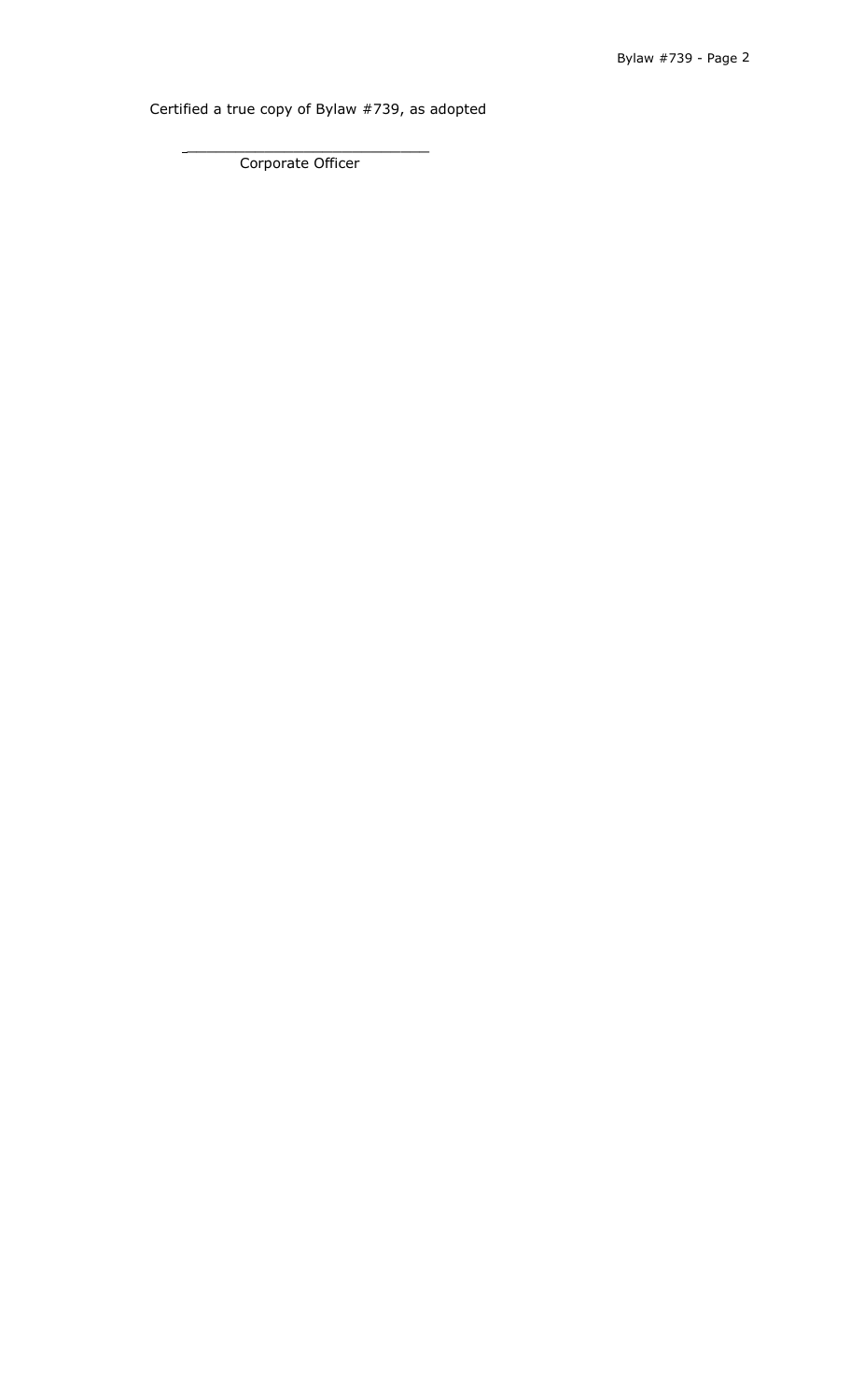Certified a true copy of Bylaw #739, as adopted

\_\_\_\_\_\_\_\_\_\_\_\_\_\_\_\_\_\_\_\_\_\_\_\_\_\_\_\_

Corporate Officer